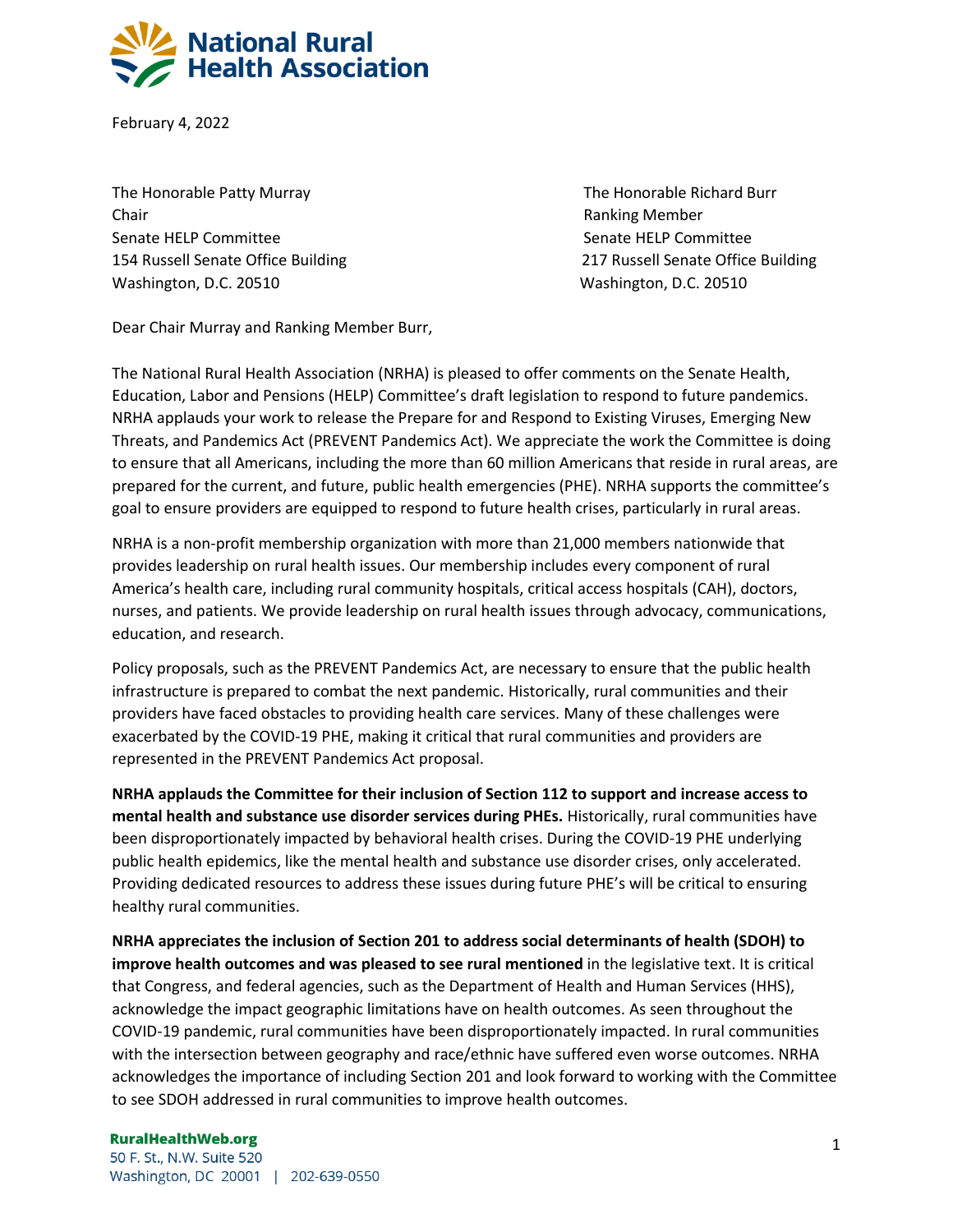# National Rural Health Association

February 4, 2022

The Honorable Patty Murray
Chair
Senate HELP Committee
154 Russell Senate Office Building
Washington, D.C. 20510

The Honorable Richard Burr
Ranking Member
Senate HELP Committee
217 Russell Senate Office Building
Washington, D.C. 20510

Dear Chair Murray and Ranking Member Burr,

The National Rural Health Association (NRHA) is pleased to offer comments on the Senate Health, Education, Labor and Pensions (HELP) Committee's draft legislation to respond to future pandemics. NRHA applauds your work to release the Prepare for and Respond to Existing Viruses, Emerging New Threats, and Pandemics Act (PREVENT Pandemics Act). We appreciate the work the Committee is doing to ensure that all Americans, including the more than 60 million Americans that reside in rural areas, are prepared for the current, and future, public health emergencies (PHE). NRHA supports the committee's goal to ensure providers are equipped to respond to future health crises, particularly in rural areas.

NRHA is a non-profit membership organization with more than 21,000 members nationwide that provides leadership on rural health issues. Our membership includes every component of rural America's health care, including rural community hospitals, critical access hospitals (CAH), doctors, nurses, and patients. We provide leadership on rural health issues through advocacy, communications, education, and research.

Policy proposals, such as the PREVENT Pandemics Act, are necessary to ensure that the public health infrastructure is prepared to combat the next pandemic. Historically, rural communities and their providers have faced obstacles to providing health care services. Many of these challenges were exacerbated by the COVID-19 PHE, making it critical that rural communities and providers are represented in the PREVENT Pandemics Act proposal.

**NRHA applauds the Committee for their inclusion of Section 112 to support and increase access to mental health and substance use disorder services during PHEs.** Historically, rural communities have been disproportionately impacted by behavioral health crises. During the COVID-19 PHE underlying public health epidemics, like the mental health and substance use disorder crises, only accelerated. Providing dedicated resources to address these issues during future PHE's will be critical to ensuring healthy rural communities.

**NRHA appreciates the inclusion of Section 201 to address social determinants of health (SDOH) to improve health outcomes and was pleased to see rural mentioned** in the legislative text. It is critical that Congress, and federal agencies, such as the Department of Health and Human Services (HHS), acknowledge the impact geographic limitations have on health outcomes. As seen throughout the COVID-19 pandemic, rural communities have been disproportionately impacted. In rural communities with the intersection between geography and race/ethnic have suffered even worse outcomes. NRHA acknowledges the importance of including Section 201 and look forward to working with the Committee to see SDOH addressed in rural communities to improve health outcomes.

RuralHealthWeb.org
50 F. St., N.W. Suite 520
Washington, DC 20001 | 202-639-0550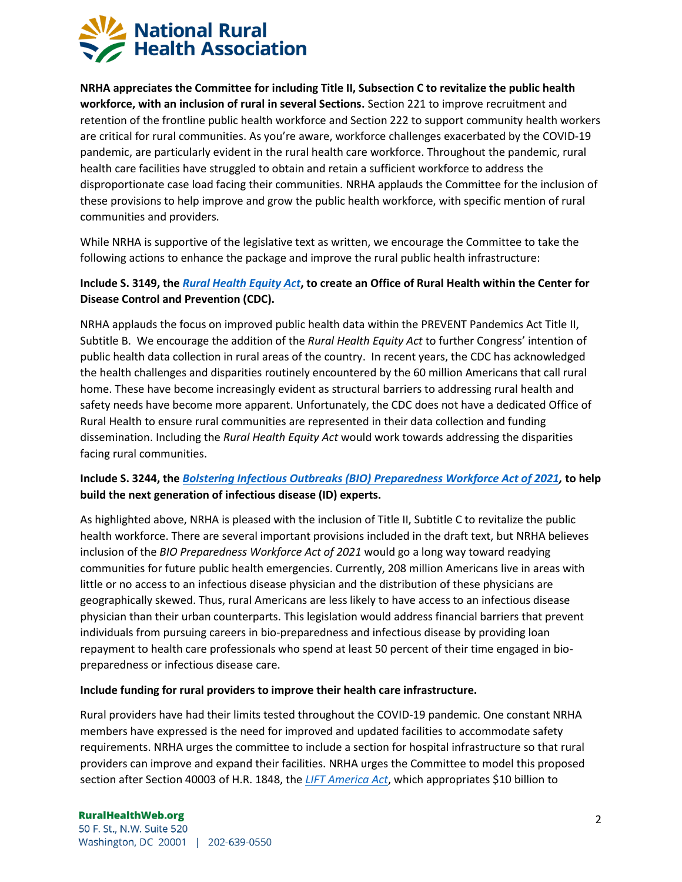**NRHA appreciates the Committee for including Title II, Subsection C to revitalize the public health workforce, with an inclusion of rural in several Sections.** Section 221 to improve recruitment and retention of the frontline public health workforce and Section 222 to support community health workers are critical for rural communities. As you're aware, workforce challenges exacerbated by the COVID-19 pandemic, are particularly evident in the rural health care workforce. Throughout the pandemic, rural health care facilities have struggled to obtain and retain a sufficient workforce to address the disproportionate case load facing their communities. NRHA applauds the Committee for the inclusion of these provisions to help improve and grow the public health workforce, with specific mention of rural communities and providers.

While NRHA is supportive of the legislative text as written, we encourage the Committee to take the following actions to enhance the package and improve the rural public health infrastructure:

**Include S. 3149, the *Rural Health Equity Act*, to create an Office of Rural Health within the Center for Disease Control and Prevention (CDC).**

NRHA applauds the focus on improved public health data within the PREVENT Pandemics Act Title II, Subtitle B. We encourage the addition of the *Rural Health Equity Act* to further Congress' intention of public health data collection in rural areas of the country. In recent years, the CDC has acknowledged the health challenges and disparities routinely encountered by the 60 million Americans that call rural home. These have become increasingly evident as structural barriers to addressing rural health and safety needs have become more apparent. Unfortunately, the CDC does not have a dedicated Office of Rural Health to ensure rural communities are represented in their data collection and funding dissemination. Including the *Rural Health Equity Act* would work towards addressing the disparities facing rural communities.

**Include S. 3244, the *Bolstering Infectious Outbreaks (BIO) Preparedness Workforce Act of 2021*, to help build the next generation of infectious disease (ID) experts.**

As highlighted above, NRHA is pleased with the inclusion of Title II, Subtitle C to revitalize the public health workforce. There are several important provisions included in the draft text, but NRHA believes inclusion of the *BIO Preparedness Workforce Act of 2021* would go a long way toward readying communities for future public health emergencies. Currently, 208 million Americans live in areas with little or no access to an infectious disease physician and the distribution of these physicians are geographically skewed. Thus, rural Americans are less likely to have access to an infectious disease physician than their urban counterparts. This legislation would address financial barriers that prevent individuals from pursuing careers in bio-preparedness and infectious disease by providing loan repayment to health care professionals who spend at least 50 percent of their time engaged in bio-preparedness or infectious disease care.

**Include funding for rural providers to improve their health care infrastructure.**

Rural providers have had their limits tested throughout the COVID-19 pandemic. One constant NRHA members have expressed is the need for improved and updated facilities to accommodate safety requirements. NRHA urges the committee to include a section for hospital infrastructure so that rural providers can improve and expand their facilities. NRHA urges the Committee to model this proposed section after Section 40003 of H.R. 1848, the *LIFT America Act*, which appropriates $10 billion to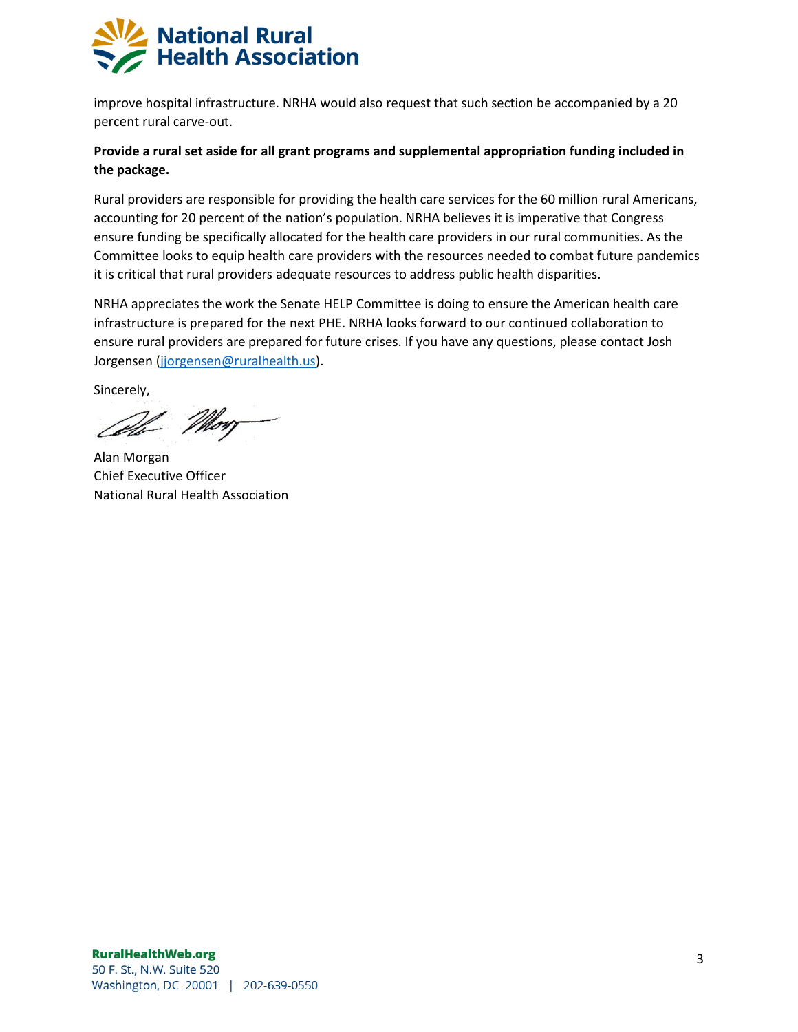improve hospital infrastructure. NRHA would also request that such section be accompanied by a 20 percent rural carve-out.

**Provide a rural set aside for all grant programs and supplemental appropriation funding included in the package.**

Rural providers are responsible for providing the health care services for the 60 million rural Americans, accounting for 20 percent of the nation's population. NRHA believes it is imperative that Congress ensure funding be specifically allocated for the health care providers in our rural communities. As the Committee looks to equip health care providers with the resources needed to combat future pandemics it is critical that rural providers adequate resources to address public health disparities.

NRHA appreciates the work the Senate HELP Committee is doing to ensure the American health care infrastructure is prepared for the next PHE. NRHA looks forward to our continued collaboration to ensure rural providers are prepared for future crises. If you have any questions, please contact Josh Jorgensen (jjorgensen@ruralhealth.us).

Sincerely,

Alan Morgan
Chief Executive Officer
National Rural Health Association